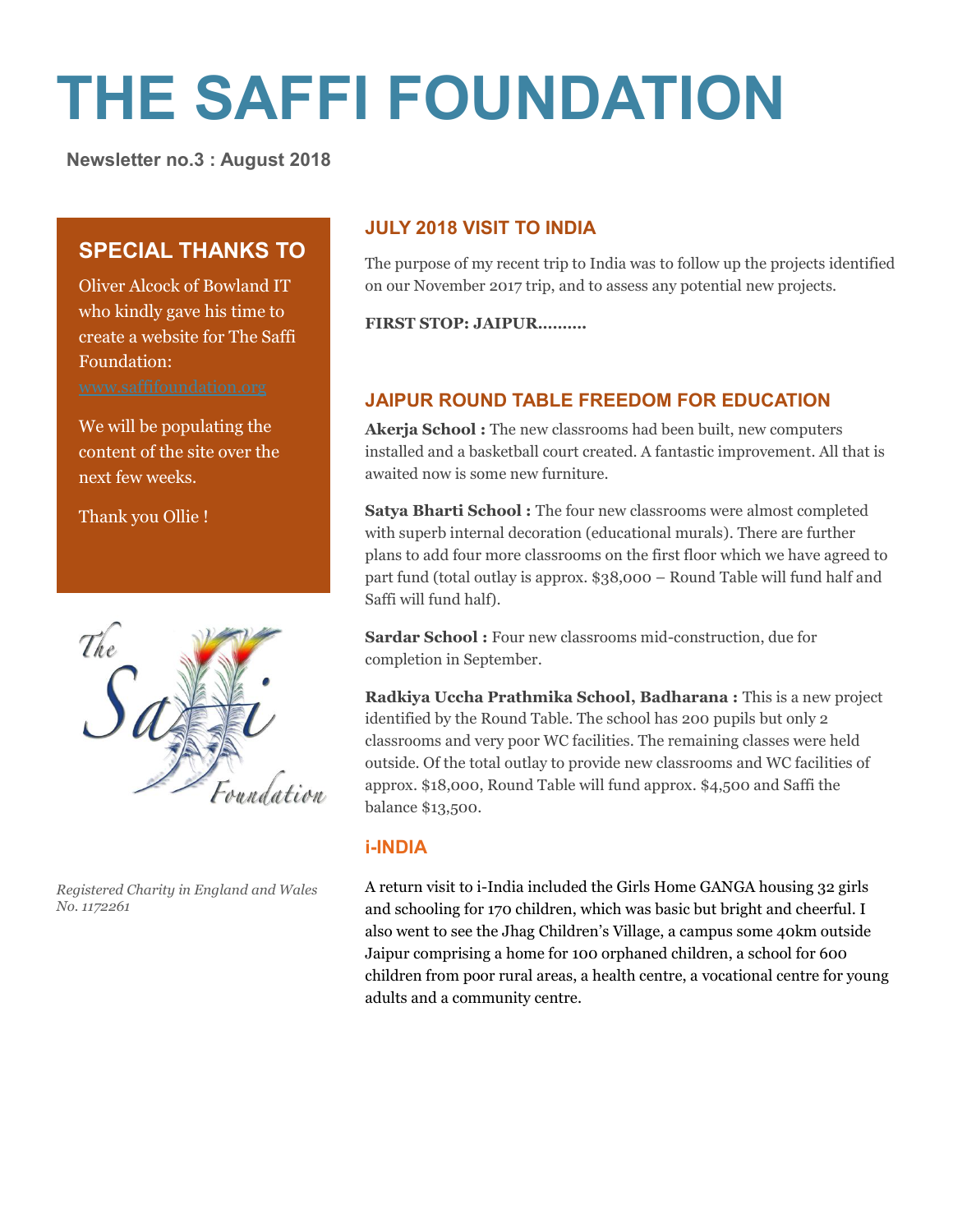# THE SAFFI FOUNDATION

**Newsletter no.3 : August 2018**

## SPECIAL THANKS TO

Oliver Alcock of Bowland IT who kindly gave his time to create a website for The Saffi Foundation: www.saffifoundation.org

We will be populating the content of the site over the next few weeks.

Thank you Ollie !

*Registered Charity in England and Wales No. 1172261*

## JULY 2018 VISIT TO INDIA

The purpose of my recent trip to India was to follow up the projects identified on our November 2017 trip, and to assess any potential new projects.

**FIRST STOP: JAIPUR……….**

## JAIPUR ROUND TABLE FREEDOM FOR EDUCATION

**Akerja School :** The new classrooms had been built, new computers installed and a basketball court created. A fantastic improvement. All that is awaited now is some new furniture.

**Satya Bharti School :** The four new classrooms were almost completed with superb internal decoration (educational murals). There are further plans to add four more classrooms on the first floor which we have agreed to part fund (total outlay is approx. $38,000 – Round Table will fund half and Saffi will fund half).

**Sardar School :** Four new classrooms mid-construction, due for completion in September.

**Radkiya Uccha Prathmika School, Badharana :** This is a new project identified by the Round Table. The school has 200 pupils but only 2 classrooms and very poor WC facilities. The remaining classes were held outside. Of the total outlay to provide new classrooms and WC facilities of approx. $18,000, Round Table will fund approx. $4,500 and Saffi the balance $13,500.

## i-INDIA

A return visit to i-India included the Girls Home GANGA housing 32 girls and schooling for 170 children, which was basic but bright and cheerful. I also went to see the Jhag Children's Village, a campus some 40km outside Jaipur comprising a home for 100 orphaned children, a school for 600 children from poor rural areas, a health centre, a vocational centre for young adults and a community centre.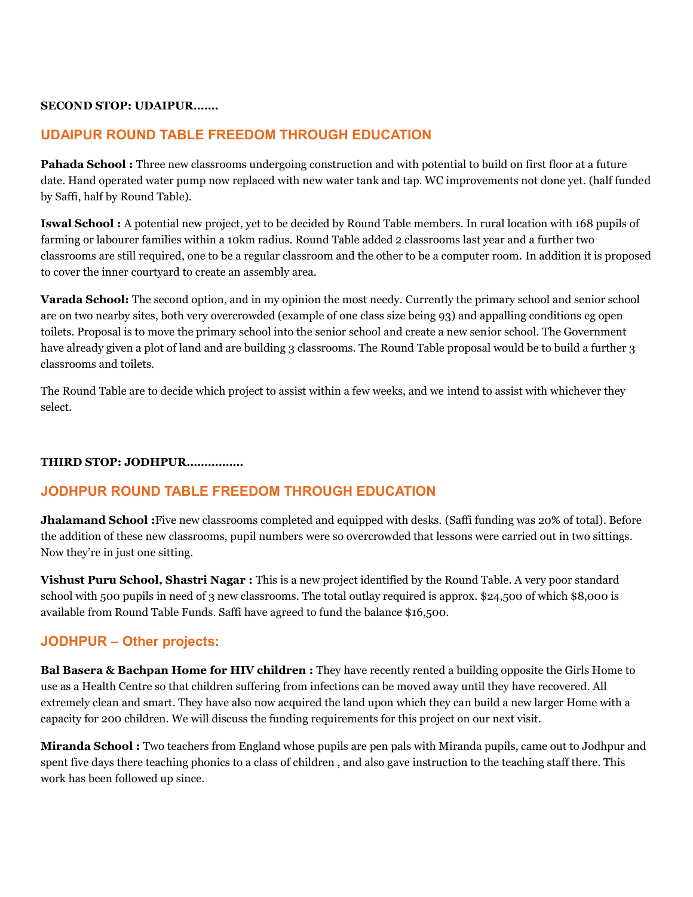**SECOND STOP: UDAIPUR…….**

## UDAIPUR ROUND TABLE FREEDOM THROUGH EDUCATION

**Pahada School :** Three new classrooms undergoing construction and with potential to build on first floor at a future date. Hand operated water pump now replaced with new water tank and tap. WC improvements not done yet. (half funded by Saffi, half by Round Table).

**Iswal School :** A potential new project, yet to be decided by Round Table members. In rural location with 168 pupils of farming or labourer families within a 10km radius. Round Table added 2 classrooms last year and a further two classrooms are still required, one to be a regular classroom and the other to be a computer room. In addition it is proposed to cover the inner courtyard to create an assembly area.

**Varada School:** The second option, and in my opinion the most needy. Currently the primary school and senior school are on two nearby sites, both very overcrowded (example of one class size being 93) and appalling conditions eg open toilets. Proposal is to move the primary school into the senior school and create a new senior school. The Government have already given a plot of land and are building 3 classrooms. The Round Table proposal would be to build a further 3 classrooms and toilets.

The Round Table are to decide which project to assist within a few weeks, and we intend to assist with whichever they select.

**THIRD STOP: JODHPUR…………….**

## JODHPUR ROUND TABLE FREEDOM THROUGH EDUCATION

**Jhalamand School :**Five new classrooms completed and equipped with desks. (Saffi funding was 20% of total). Before the addition of these new classrooms, pupil numbers were so overcrowded that lessons were carried out in two sittings. Now they're in just one sitting.

**Vishust Puru School, Shastri Nagar :** This is a new project identified by the Round Table. A very poor standard school with 500 pupils in need of 3 new classrooms. The total outlay required is approx. $24,500 of which $8,000 is available from Round Table Funds. Saffi have agreed to fund the balance $16,500.

## JODHPUR – Other projects:

**Bal Basera & Bachpan Home for HIV children :** They have recently rented a building opposite the Girls Home to use as a Health Centre so that children suffering from infections can be moved away until they have recovered. All extremely clean and smart. They have also now acquired the land upon which they can build a new larger Home with a capacity for 200 children. We will discuss the funding requirements for this project on our next visit.

**Miranda School :** Two teachers from England whose pupils are pen pals with Miranda pupils, came out to Jodhpur and spent five days there teaching phonics to a class of children , and also gave instruction to the teaching staff there. This work has been followed up since.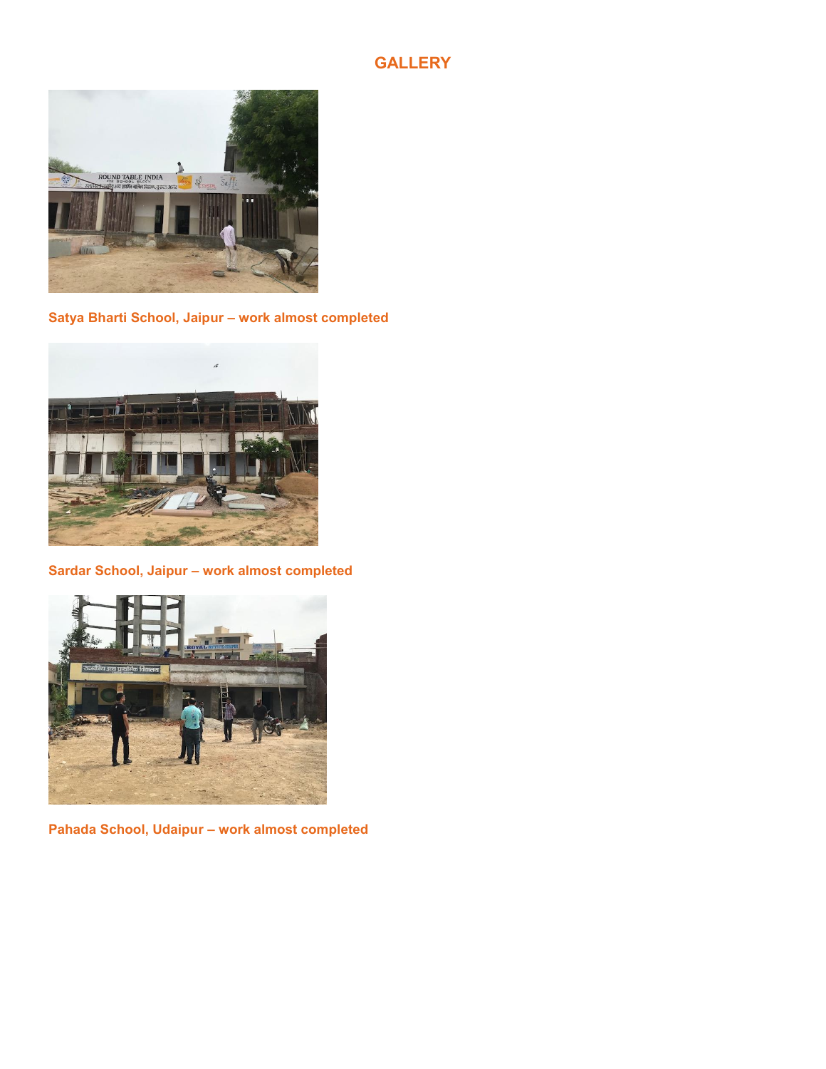# GALLERY

**Satya Bharti School, Jaipur – work almost completed**

**Sardar School, Jaipur – work almost completed**

**Pahada School, Udaipur – work almost completed**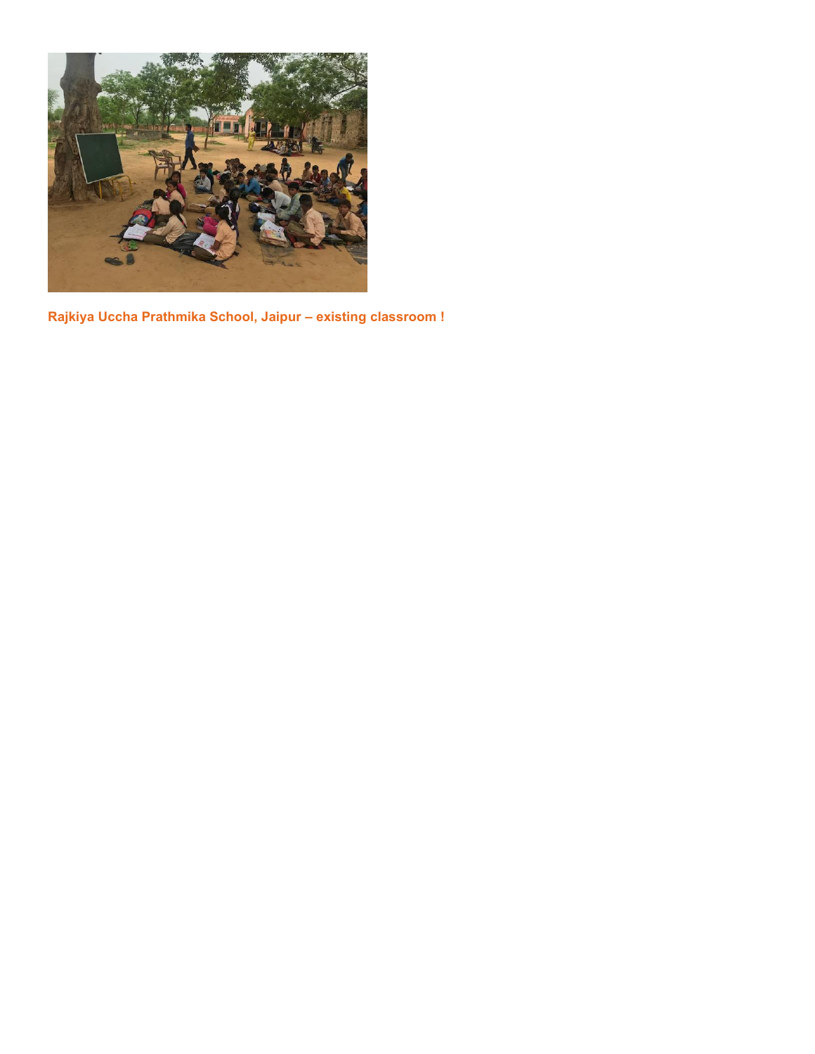**Rajkiya Uccha Prathmika School, Jaipur – existing classroom !**